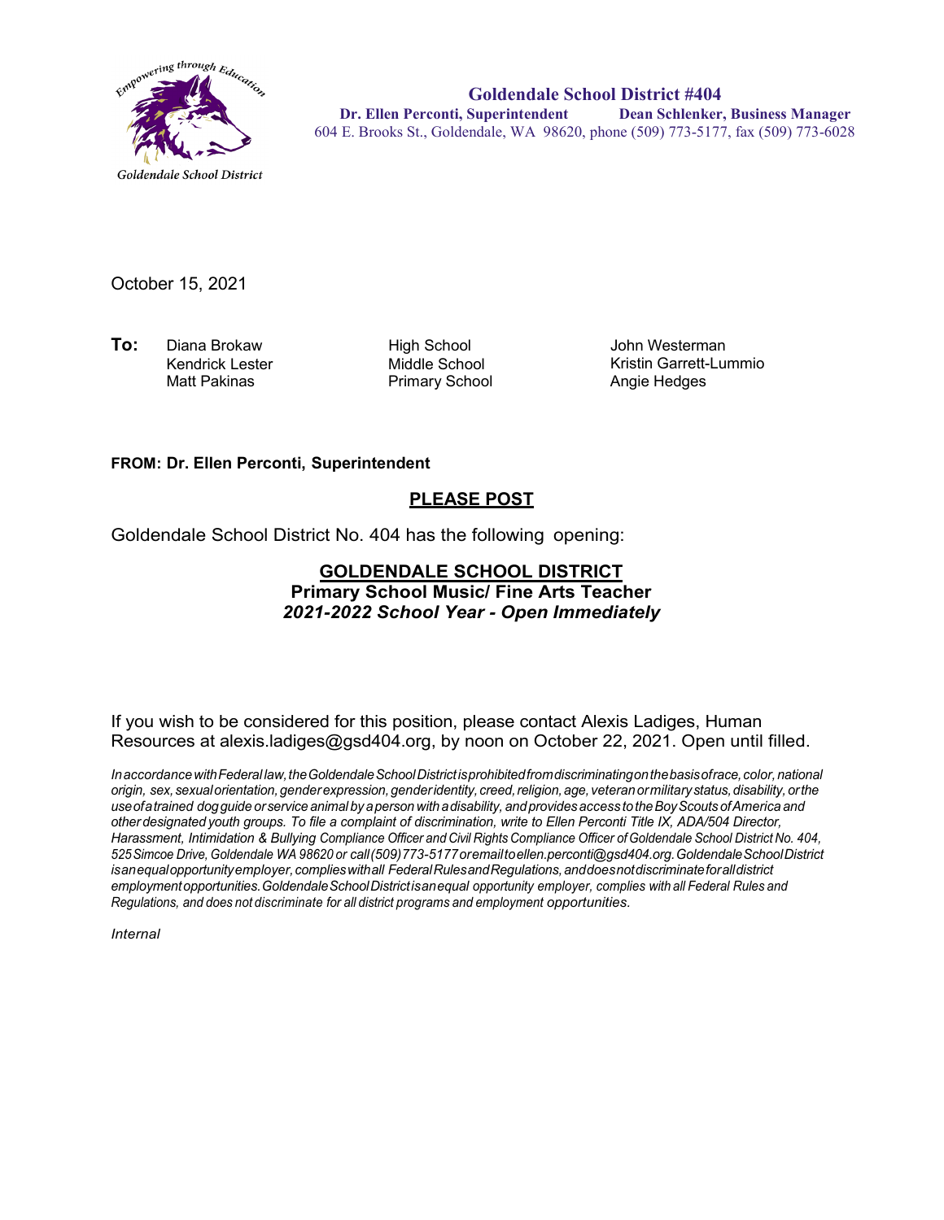Goldendale School District

# Goldendale School District #404

**Dr. Ellen Perconti, Superintendent** **Dean Schlenker, Business Manager**

604 E. Brooks St., Goldendale, WA 98620, phone (509) 773-5177, fax (509) 773-6028

October 15, 2021

| **To:** | | |
|---|---|---|
| Diana Brokaw | High School | John Westerman |
| Kendrick Lester | Middle School | Kristin Garrett-Lummio |
| Matt Pakinas | Primary School | Angie Hedges |

**FROM: Dr. Ellen Perconti, Superintendent**

## PLEASE POST

Goldendale School District No. 404 has the following opening:

## GOLDENDALE SCHOOL DISTRICT

**Primary School Music/ Fine Arts Teacher**

***2021-2022 School Year - Open Immediately***

If you wish to be considered for this position, please contact Alexis Ladiges, Human Resources at alexis.ladiges@gsd404.org, by noon on October 22, 2021. Open until filled.

*In accordance with Federal law, the Goldendale School District is prohibited from discriminating on the basis of race, color, national origin, sex, sexual orientation, gender expression, gender identity, creed, religion, age, veteran or military status, disability, or the use of a trained dog guide or service animal by a person with a disability, and provides access to the Boy Scouts of America and other designated youth groups. To file a complaint of discrimination, write to Ellen Perconti Title IX, ADA/504 Director, Harassment, Intimidation & Bullying Compliance Officer and Civil Rights Compliance Officer of Goldendale School District No. 404, 525 Simcoe Drive, Goldendale WA 98620 or call (509) 773-5177 or email to ellen.perconti@gsd404.org. Goldendale School District is an equal opportunity employer, complies with all Federal Rules and Regulations, and does not discriminate for all district employment opportunities. Goldendale School District is an equal opportunity employer, complies with all Federal Rules and Regulations, and does not discriminate for all district programs and employment opportunities.*

*Internal*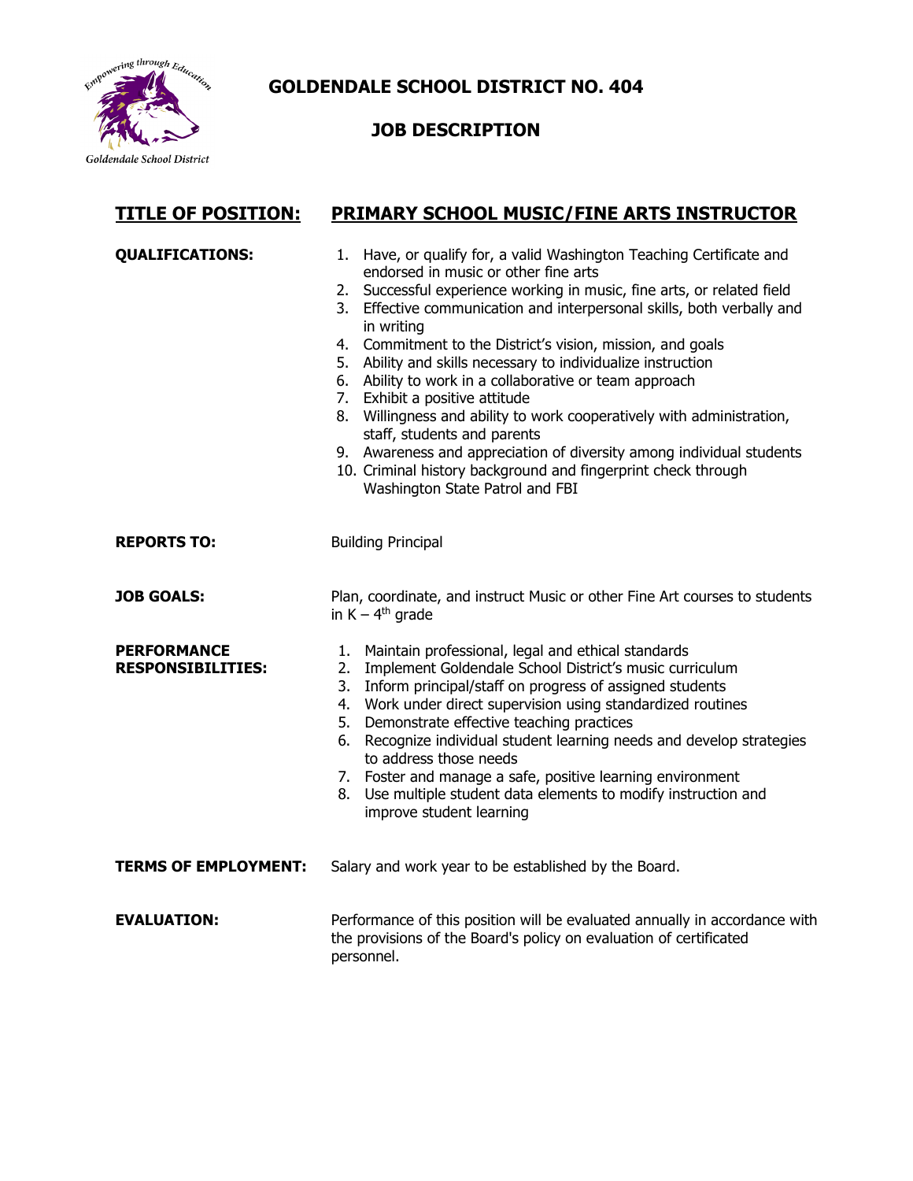Goldendale School District

# GOLDENDALE SCHOOL DISTRICT NO. 404

## JOB DESCRIPTION

**TITLE OF POSITION:** **PRIMARY SCHOOL MUSIC/FINE ARTS INSTRUCTOR**

**QUALIFICATIONS:**

1. Have, or qualify for, a valid Washington Teaching Certificate and endorsed in music or other fine arts
2. Successful experience working in music, fine arts, or related field
3. Effective communication and interpersonal skills, both verbally and in writing
4. Commitment to the District's vision, mission, and goals
5. Ability and skills necessary to individualize instruction
6. Ability to work in a collaborative or team approach
7. Exhibit a positive attitude
8. Willingness and ability to work cooperatively with administration, staff, students and parents
9. Awareness and appreciation of diversity among individual students
10. Criminal history background and fingerprint check through Washington State Patrol and FBI

**REPORTS TO:** Building Principal

**JOB GOALS:** Plan, coordinate, and instruct Music or other Fine Art courses to students in K – 4th grade

**PERFORMANCE RESPONSIBILITIES:**

1. Maintain professional, legal and ethical standards
2. Implement Goldendale School District's music curriculum
3. Inform principal/staff on progress of assigned students
4. Work under direct supervision using standardized routines
5. Demonstrate effective teaching practices
6. Recognize individual student learning needs and develop strategies to address those needs
7. Foster and manage a safe, positive learning environment
8. Use multiple student data elements to modify instruction and improve student learning

**TERMS OF EMPLOYMENT:** Salary and work year to be established by the Board.

**EVALUATION:** Performance of this position will be evaluated annually in accordance with the provisions of the Board's policy on evaluation of certificated personnel.